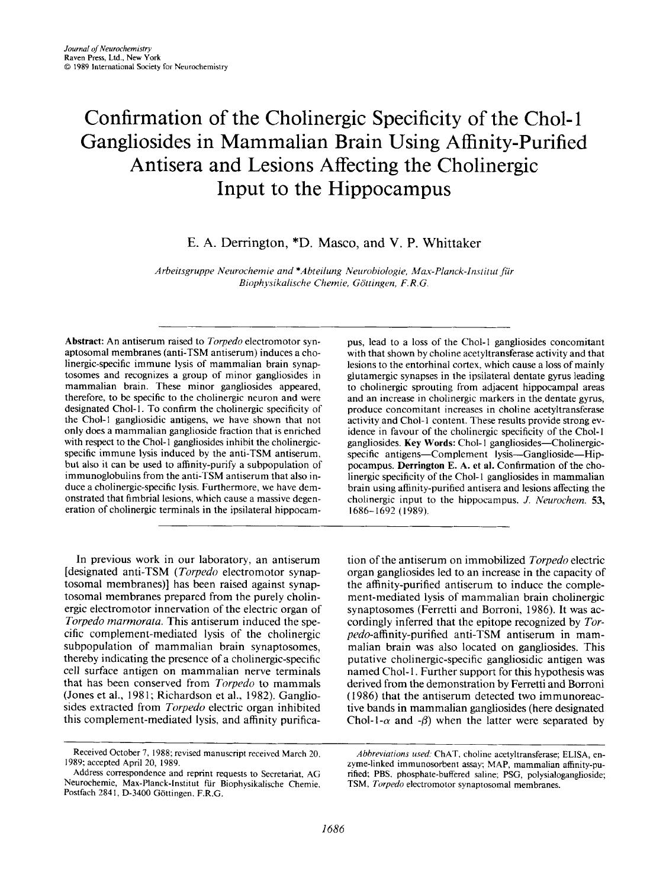# Confirmation of the Cholinergic Specificity of the Chol-1 Gangliosides in Mammalian Brain Using Affinity-Purified Antisera and Lesions Affecting the Cholinergic Input to the Hippocampus

E. A. Derrington, *D. Masco, and V. P. Whittaker

*Arbeitsgruppe Neurochemie and *Abteilung Neurobiologie, Max-Planck-Institut für Biophysikalische Chemie, Göttingen, F.R.G.*

**Abstract:** An antiserum raised to *Torpedo* electromotor synaptosomal membranes (anti-TSM antiserum) induces a cholinergic-specific immune lysis of mammalian brain synaptosomes and recognizes a group of minor gangliosides in mammalian brain. These minor gangliosides appeared, therefore, to be specific to the cholinergic neuron and were designated Chol-1. To confirm the cholinergic specificity of the Chol-1 gangliosidic antigens, we have shown that not only does a mammalian ganglioside fraction that is enriched with respect to the Chol-1 gangliosides inhibit the cholinergic-specific immune lysis induced by the anti-TSM antiserum, but also it can be used to affinity-purify a subpopulation of immunoglobulins from the anti-TSM antiserum that also induce a cholinergic-specific lysis. Furthermore, we have demonstrated that fimbrial lesions, which cause a massive degeneration of cholinergic terminals in the ipsilateral hippocampus, lead to a loss of the Chol-1 gangliosides concomitant with that shown by choline acetyltransferase activity and that lesions to the entorhinal cortex, which cause a loss of mainly glutamergic synapses in the ipsilateral dentate gyrus leading to cholinergic sprouting from adjacent hippocampal areas and an increase in cholinergic markers in the dentate gyrus, produce concomitant increases in choline acetyltransferase activity and Chol-1 content. These results provide strong evidence in favour of the cholinergic specificity of the Chol-1 gangliosides. **Key Words:** Chol-1 gangliosides—Cholinergic-specific antigens—Complement lysis—Ganglioside—Hippocampus. **Derrington E. A. et al.** Confirmation of the cholinergic specificity of the Chol-1 gangliosides in mammalian brain using affinity-purified antisera and lesions affecting the cholinergic input to the hippocampus. *J. Neurochem.* **53**, 1686–1692 (1989).

In previous work in our laboratory, an antiserum [designated anti-TSM (*Torpedo* electromotor synaptosomal membranes)] has been raised against synaptosomal membranes prepared from the purely cholinergic electromotor innervation of the electric organ of *Torpedo marmorata*. This antiserum induced the specific complement-mediated lysis of the cholinergic subpopulation of mammalian brain synaptosomes, thereby indicating the presence of a cholinergic-specific cell surface antigen on mammalian nerve terminals that has been conserved from *Torpedo* to mammals (Jones et al., 1981; Richardson et al., 1982). Gangliosides extracted from *Torpedo* electric organ inhibited this complement-mediated lysis, and affinity purification of the antiserum on immobilized *Torpedo* electric organ gangliosides led to an increase in the capacity of the affinity-purified antiserum to induce the complement-mediated lysis of mammalian brain cholinergic synaptosomes (Ferretti and Borroni, 1986). It was accordingly inferred that the epitope recognized by *Torpedo*-affinity-purified anti-TSM antiserum in mammalian brain was also located on gangliosides. This putative cholinergic-specific gangliosidic antigen was named Chol-1. Further support for this hypothesis was derived from the demonstration by Ferretti and Borroni (1986) that the antiserum detected two immunoreactive bands in mammalian gangliosides (here designated Chol-1-$\alpha$ and -$\beta$) when the latter were separated by

---

Received October 7, 1988; revised manuscript received March 20, 1989; accepted April 20, 1989.

Address correspondence and reprint requests to Secretariat, AG Neurochemie, Max-Planck-Institut für Biophysikalische Chemie, Postfach 2841, D-3400 Göttingen, F.R.G.

*Abbreviations used:* ChAT, choline acetyltransferase; ELISA, enzyme-linked immunosorbent assay; MAP, mammalian affinity-purified; PBS, phosphate-buffered saline; PSG, polysialoganglioside; TSM, *Torpedo* electromotor synaptosomal membranes.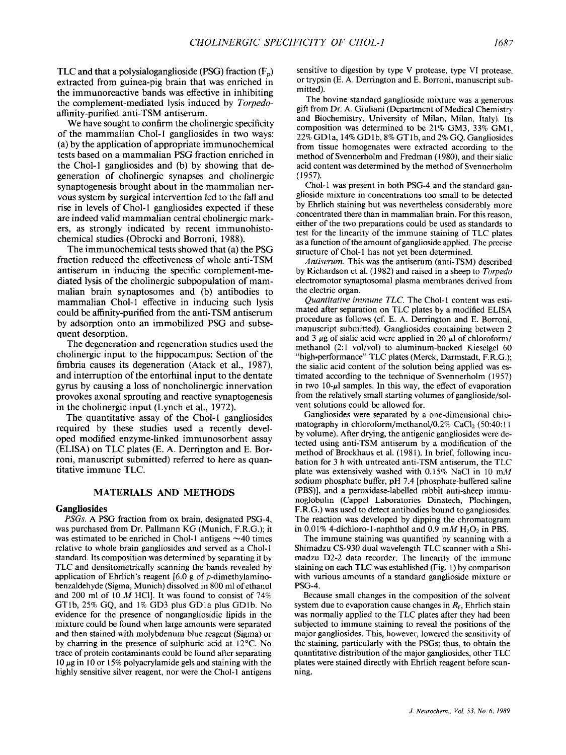TLC and that a polysialoganglioside (PSG) fraction ($F_p$) extracted from guinea-pig brain that was enriched in the immunoreactive bands was effective in inhibiting the complement-mediated lysis induced by *Torpedo*-affinity-purified anti-TSM antiserum.

We have sought to confirm the cholinergic specificity of the mammalian Chol-1 gangliosides in two ways: (a) by the application of appropriate immunochemical tests based on a mammalian PSG fraction enriched in the Chol-1 gangliosides and (b) by showing that degeneration of cholinergic synapses and cholinergic synaptogenesis brought about in the mammalian nervous system by surgical intervention led to the fall and rise in levels of Chol-1 gangliosides expected if these are indeed valid mammalian central cholinergic markers, as strongly indicated by recent immunohistochemical studies (Obrocki and Borroni, 1988).

The immunochemical tests showed that (a) the PSG fraction reduced the effectiveness of whole anti-TSM antiserum in inducing the specific complement-mediated lysis of the cholinergic subpopulation of mammalian brain synaptosomes and (b) antibodies to mammalian Chol-1 effective in inducing such lysis could be affinity-purified from the anti-TSM antiserum by adsorption onto an immobilized PSG and subsequent desorption.

The degeneration and regeneration studies used the cholinergic input to the hippocampus: Section of the fimbria causes its degeneration (Atack et al., 1987), and interruption of the entorhinal input to the dentate gyrus by causing a loss of noncholinergic innervation provokes axonal sprouting and reactive synaptogenesis in the cholinergic input (Lynch et al., 1972).

The quantitative assay of the Chol-1 gangliosides required by these studies used a recently developed modified enzyme-linked immunosorbent assay (ELISA) on TLC plates (E. A. Derrington and E. Borroni, manuscript submitted) referred to here as quantitative immune TLC.

## MATERIALS AND METHODS

### Gangliosides

*PSGs.* A PSG fraction from ox brain, designated PSG-4, was purchased from Dr. Pallmann KG (Munich, F.R.G.); it was estimated to be enriched in Chol-1 antigens ~40 times relative to whole brain gangliosides and served as a Chol-1 standard. Its composition was determined by separating it by TLC and densitometrically scanning the bands revealed by application of Ehrlich's reagent [6.0 g of *p*-dimethylaminobenzaldehyde (Sigma, Munich) dissolved in 800 ml of ethanol and 200 ml of 10 *M* HCl]. It was found to consist of 74% GT1b, 25% GQ, and 1% GD3 plus GD1a plus GD1b. No evidence for the presence of nongangliosidic lipids in the mixture could be found when large amounts were separated and then stained with molybdenum blue reagent (Sigma) or by charring in the presence of sulphuric acid at 12°C. No trace of protein contaminants could be found after separating 10 $\mu$g in 10 or 15% polyacrylamide gels and staining with the highly sensitive silver reagent, nor were the Chol-1 antigens sensitive to digestion by type V protease, type VI protease, or trypsin (E. A. Derrington and E. Borroni, manuscript submitted).

The bovine standard ganglioside mixture was a generous gift from Dr. A. Giuliani (Department of Medical Chemistry and Biochemistry, University of Milan, Milan, Italy). Its composition was determined to be 21% GM3, 33% GM1, 22% GD1a, 14% GD1b, 8% GT1b, and 2% GQ. Gangliosides from tissue homogenates were extracted according to the method of Svennerholm and Fredman (1980), and their sialic acid content was determined by the method of Svennerholm (1957).

Chol-1 was present in both PSG-4 and the standard ganglioside mixture in concentrations too small to be detected by Ehrlich staining but was nevertheless considerably more concentrated there than in mammalian brain. For this reason, either of the two preparations could be used as standards to test for the linearity of the immune staining of TLC plates as a function of the amount of ganglioside applied. The precise structure of Chol-1 has not yet been determined.

*Antiserum.* This was the antiserum (anti-TSM) described by Richardson et al. (1982) and raised in a sheep to *Torpedo* electromotor synaptosomal plasma membranes derived from the electric organ.

*Quantitative immune TLC.* The Chol-1 content was estimated after separation on TLC plates by a modified ELISA procedure as follows (cf. E. A. Derrington and E. Borroni, manuscript submitted). Gangliosides containing between 2 and 3 $\mu$g of sialic acid were applied in 20 $\mu$l of chloroform/methanol (2:1 vol/vol) to aluminum-backed Kieselgel 60 "high-performance" TLC plates (Merck, Darmstadt, F.R.G.); the sialic acid content of the solution being applied was estimated according to the technique of Svennerholm (1957) in two 10-$\mu$l samples. In this way, the effect of evaporation from the relatively small starting volumes of ganglioside/solvent solutions could be allowed for.

Gangliosides were separated by a one-dimensional chromatography in chloroform/methanol/0.2% $CaCl_2$ (50:40:11 by volume). After drying, the antigenic gangliosides were detected using anti-TSM antiserum by a modification of the method of Brockhaus et al. (1981). In brief, following incubation for 3 h with untreated anti-TSM antiserum, the TLC plate was extensively washed with 0.15% NaCl in 10 m*M* sodium phosphate buffer, pH 7.4 [phosphate-buffered saline (PBS)], and a peroxidase-labelled rabbit anti-sheep immunoglobulin (Cappel Laboratories Dinatech, Plochingen, F.R.G.) was used to detect antibodies bound to gangliosides. The reaction was developed by dipping the chromatogram in 0.01% 4-dichloro-1-naphthol and 0.9 m*M* $H_2O_2$ in PBS.

The immune staining was quantified by scanning with a Shimadzu CS-930 dual wavelength TLC scanner with a Shimadzu D2-2 data recorder. The linearity of the immune staining on each TLC was established (Fig. 1) by comparison with various amounts of a standard ganglioside mixture or PSG-4.

Because small changes in the composition of the solvent system due to evaporation cause changes in $R_f$, Ehrlich stain was normally applied to the TLC plates after they had been subjected to immune staining to reveal the positions of the major gangliosides. This, however, lowered the sensitivity of the staining, particularly with the PSGs; thus, to obtain the quantitative distribution of the major gangliosides, other TLC plates were stained directly with Ehrlich reagent before scanning.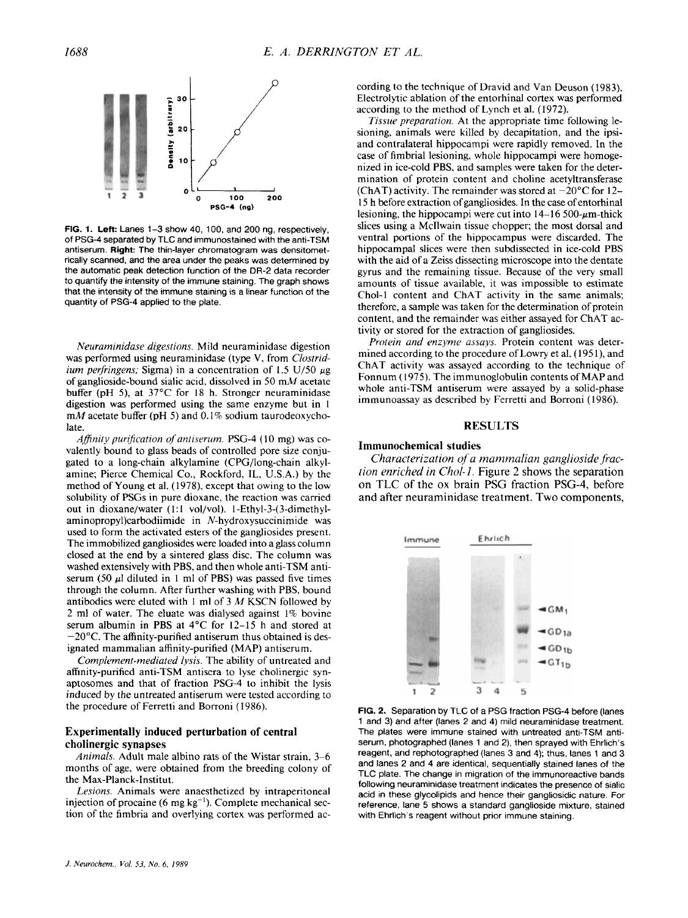FIG. 1. **Left:** Lanes 1–3 show 40, 100, and 200 ng, respectively, of PSG-4 separated by TLC and immunostained with the anti-TSM antiserum. **Right:** The thin-layer chromatogram was densitometrically scanned, and the area under the peaks was determined by the automatic peak detection function of the DR-2 data recorder to quantify the intensity of the immune staining. The graph shows that the intensity of the immune staining is a linear function of the quantity of PSG-4 applied to the plate.

*Neuraminidase digestions.* Mild neuraminidase digestion was performed using neuraminidase (type V, from *Clostridium perfringens;* Sigma) in a concentration of 1.5 U/50 μg of ganglioside-bound sialic acid, dissolved in 50 m*M* acetate buffer (pH 5), at 37°C for 18 h. Stronger neuraminidase digestion was performed using the same enzyme but in 1 m*M* acetate buffer (pH 5) and 0.1% sodium taurodeoxycholate.

*Affinity purification of antiserum.* PSG-4 (10 mg) was covalently bound to glass beads of controlled pore size conjugated to a long-chain alkylamine (CPG/long-chain alkylamine; Pierce Chemical Co., Rockford, IL, U.S.A.) by the method of Young et al. (1978), except that owing to the low solubility of PSGs in pure dioxane, the reaction was carried out in dioxane/water (1:1 vol/vol). 1-Ethyl-3-(3-dimethylaminopropyl)carbodiimide in *N*-hydroxysuccinimide was used to form the activated esters of the gangliosides present. The immobilized gangliosides were loaded into a glass column closed at the end by a sintered glass disc. The column was washed extensively with PBS, and then whole anti-TSM antiserum (50 μl diluted in 1 ml of PBS) was passed five times through the column. After further washing with PBS, bound antibodies were eluted with 1 ml of 3 *M* KSCN followed by 2 ml of water. The eluate was dialysed against 1% bovine serum albumin in PBS at 4°C for 12–15 h and stored at −20°C. The affinity-purified antiserum thus obtained is designated mammalian affinity-purified (MAP) antiserum.

*Complement-mediated lysis.* The ability of untreated and affinity-purified anti-TSM antisera to lyse cholinergic synaptosomes and that of fraction PSG-4 to inhibit the lysis induced by the untreated antiserum were tested according to the procedure of Ferretti and Borroni (1986).

### Experimentally induced perturbation of central cholinergic synapses

*Animals.* Adult male albino rats of the Wistar strain, 3–6 months of age, were obtained from the breeding colony of the Max-Planck-Institut.

*Lesions.* Animals were anaesthetized by intraperitoneal injection of procaine (6 mg $kg^{-1}$). Complete mechanical section of the fimbria and overlying cortex was performed according to the technique of Dravid and Van Deuson (1983). Electrolytic ablation of the entorhinal cortex was performed according to the method of Lynch et al. (1972).

*Tissue preparation.* At the appropriate time following lesioning, animals were killed by decapitation, and the ipsi- and contralateral hippocampi were rapidly removed. In the case of fimbrial lesioning, whole hippocampi were homogenized in ice-cold PBS, and samples were taken for the determination of protein content and choline acetyltransferase (ChAT) activity. The remainder was stored at −20°C for 12–15 h before extraction of gangliosides. In the case of entorhinal lesioning, the hippocampi were cut into 14–16 500-μm-thick slices using a McIlwain tissue chopper; the most dorsal and ventral portions of the hippocampus were discarded. The hippocampal slices were then subdissected in ice-cold PBS with the aid of a Zeiss dissecting microscope into the dentate gyrus and the remaining tissue. Because of the very small amounts of tissue available, it was impossible to estimate Chol-1 content and ChAT activity in the same animals; therefore, a sample was taken for the determination of protein content, and the remainder was either assayed for ChAT activity or stored for the extraction of gangliosides.

*Protein and enzyme assays.* Protein content was determined according to the procedure of Lowry et al. (1951), and ChAT activity was assayed according to the technique of Fonnum (1975). The immunoglobulin contents of MAP and whole anti-TSM antiserum were assayed by a solid-phase immunoassay as described by Ferretti and Borroni (1986).

## RESULTS

### Immunochemical studies

*Characterization of a mammalian ganglioside fraction enriched in Chol-1.* Figure 2 shows the separation on TLC of the ox brain PSG fraction PSG-4, before and after neuraminidase treatment. Two components,

FIG. 2. Separation by TLC of a PSG fraction PSG-4 before (lanes 1 and 3) and after (lanes 2 and 4) mild neuraminidase treatment. The plates were immune stained with untreated anti-TSM antiserum, photographed (lanes 1 and 2), then sprayed with Ehrlich's reagent, and rephotographed (lanes 3 and 4); thus, lanes 1 and 3 and lanes 2 and 4 are identical, sequentially stained lanes of the TLC plate. The change in migration of the immunoreactive bands following neuraminidase treatment indicates the presence of sialic acid in these glycolipids and hence their gangliosidic nature. For reference, lane 5 shows a standard ganglioside mixture, stained with Ehrlich's reagent without prior immune staining.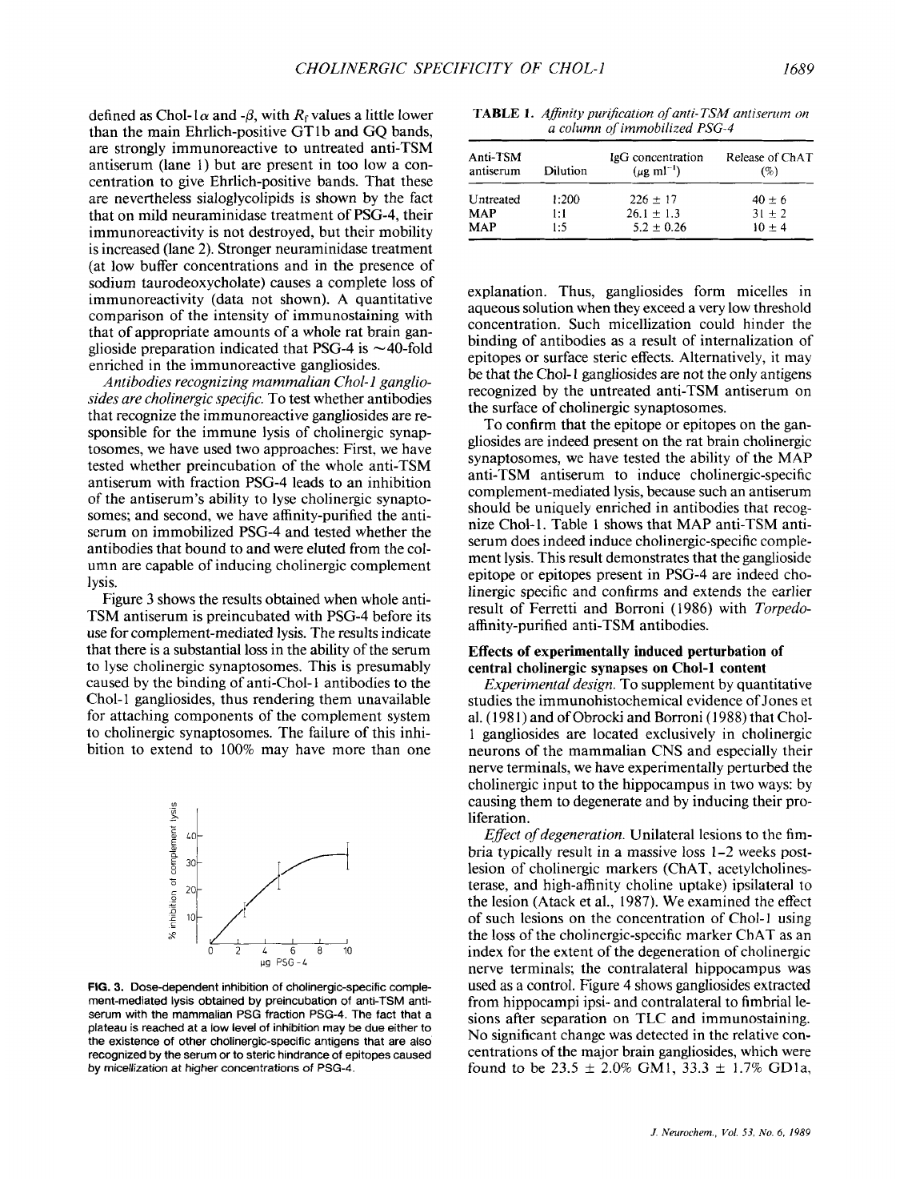defined as Chol-1α and -β, with $R_f$ values a little lower than the main Ehrlich-positive GT1b and GQ bands, are strongly immunoreactive to untreated anti-TSM antiserum (lane 1) but are present in too low a concentration to give Ehrlich-positive bands. That these are nevertheless sialoglycolipids is shown by the fact that on mild neuraminidase treatment of PSG-4, their immunoreactivity is not destroyed, but their mobility is increased (lane 2). Stronger neuraminidase treatment (at low buffer concentrations and in the presence of sodium taurodeoxycholate) causes a complete loss of immunoreactivity (data not shown). A quantitative comparison of the intensity of immunostaining with that of appropriate amounts of a whole rat brain ganglioside preparation indicated that PSG-4 is ~40-fold enriched in the immunoreactive gangliosides.

*Antibodies recognizing mammalian Chol-1 gangliosides are cholinergic specific.* To test whether antibodies that recognize the immunoreactive gangliosides are responsible for the immune lysis of cholinergic synaptosomes, we have used two approaches: First, we have tested whether preincubation of the whole anti-TSM antiserum with fraction PSG-4 leads to an inhibition of the antiserum's ability to lyse cholinergic synaptosomes; and second, we have affinity-purified the antiserum on immobilized PSG-4 and tested whether the antibodies that bound to and were eluted from the column are capable of inducing cholinergic complement lysis.

Figure 3 shows the results obtained when whole anti-TSM antiserum is preincubated with PSG-4 before its use for complement-mediated lysis. The results indicate that there is a substantial loss in the ability of the serum to lyse cholinergic synaptosomes. This is presumably caused by the binding of anti-Chol-1 antibodies to the Chol-1 gangliosides, thus rendering them unavailable for attaching components of the complement system to cholinergic synaptosomes. The failure of this inhibition to extend to 100% may have more than one explanation. Thus, gangliosides form micelles in aqueous solution when they exceed a very low threshold concentration. Such micellization could hinder the binding of antibodies as a result of internalization of epitopes or surface steric effects. Alternatively, it may be that the Chol-1 gangliosides are not the only antigens recognized by the untreated anti-TSM antiserum on the surface of cholinergic synaptosomes.

**FIG. 3.** Dose-dependent inhibition of cholinergic-specific complement-mediated lysis obtained by preincubation of anti-TSM antiserum with the mammalian PSG fraction PSG-4. The fact that a plateau is reached at a low level of inhibition may be due either to the existence of other cholinergic-specific antigens that are also recognized by the serum or to steric hindrance of epitopes caused by micellization at higher concentrations of PSG-4.

**TABLE 1.** *Affinity purification of anti-TSM antiserum on a column of immobilized PSG-4*

| Anti-TSM antiserum | Dilution | IgG concentration ($\mu g\ ml^{-1}$) | Release of ChAT (%) |
|---|---|---|---|
| Untreated | 1:200 | 226 ± 17 | 40 ± 6 |
| MAP | 1:1 | 26.1 ± 1.3 | 31 ± 2 |
| MAP | 1:5 | 5.2 ± 0.26 | 10 ± 4 |

To confirm that the epitope or epitopes on the gangliosides are indeed present on the rat brain cholinergic synaptosomes, we have tested the ability of the MAP anti-TSM antiserum to induce cholinergic-specific complement-mediated lysis, because such an antiserum should be uniquely enriched in antibodies that recognize Chol-1. Table 1 shows that MAP anti-TSM antiserum does indeed induce cholinergic-specific complement lysis. This result demonstrates that the ganglioside epitope or epitopes present in PSG-4 are indeed cholinergic specific and confirms and extends the earlier result of Ferretti and Borroni (1986) with *Torpedo*-affinity-purified anti-TSM antibodies.

### Effects of experimentally induced perturbation of central cholinergic synapses on Chol-1 content

*Experimental design.* To supplement by quantitative studies the immunohistochemical evidence of Jones et al. (1981) and of Obrocki and Borroni (1988) that Chol-1 gangliosides are located exclusively in cholinergic neurons of the mammalian CNS and especially their nerve terminals, we have experimentally perturbed the cholinergic input to the hippocampus in two ways: by causing them to degenerate and by inducing their proliferation.

*Effect of degeneration.* Unilateral lesions to the fimbria typically result in a massive loss 1–2 weeks postlesion of cholinergic markers (ChAT, acetylcholinesterase, and high-affinity choline uptake) ipsilateral to the lesion (Atack et al., 1987). We examined the effect of such lesions on the concentration of Chol-1 using the loss of the cholinergic-specific marker ChAT as an index for the extent of the degeneration of cholinergic nerve terminals; the contralateral hippocampus was used as a control. Figure 4 shows gangliosides extracted from hippocampi ipsi- and contralateral to fimbrial lesions after separation on TLC and immunostaining. No significant change was detected in the relative concentrations of the major brain gangliosides, which were found to be 23.5 ± 2.0% GM1, 33.3 ± 1.7% GD1a,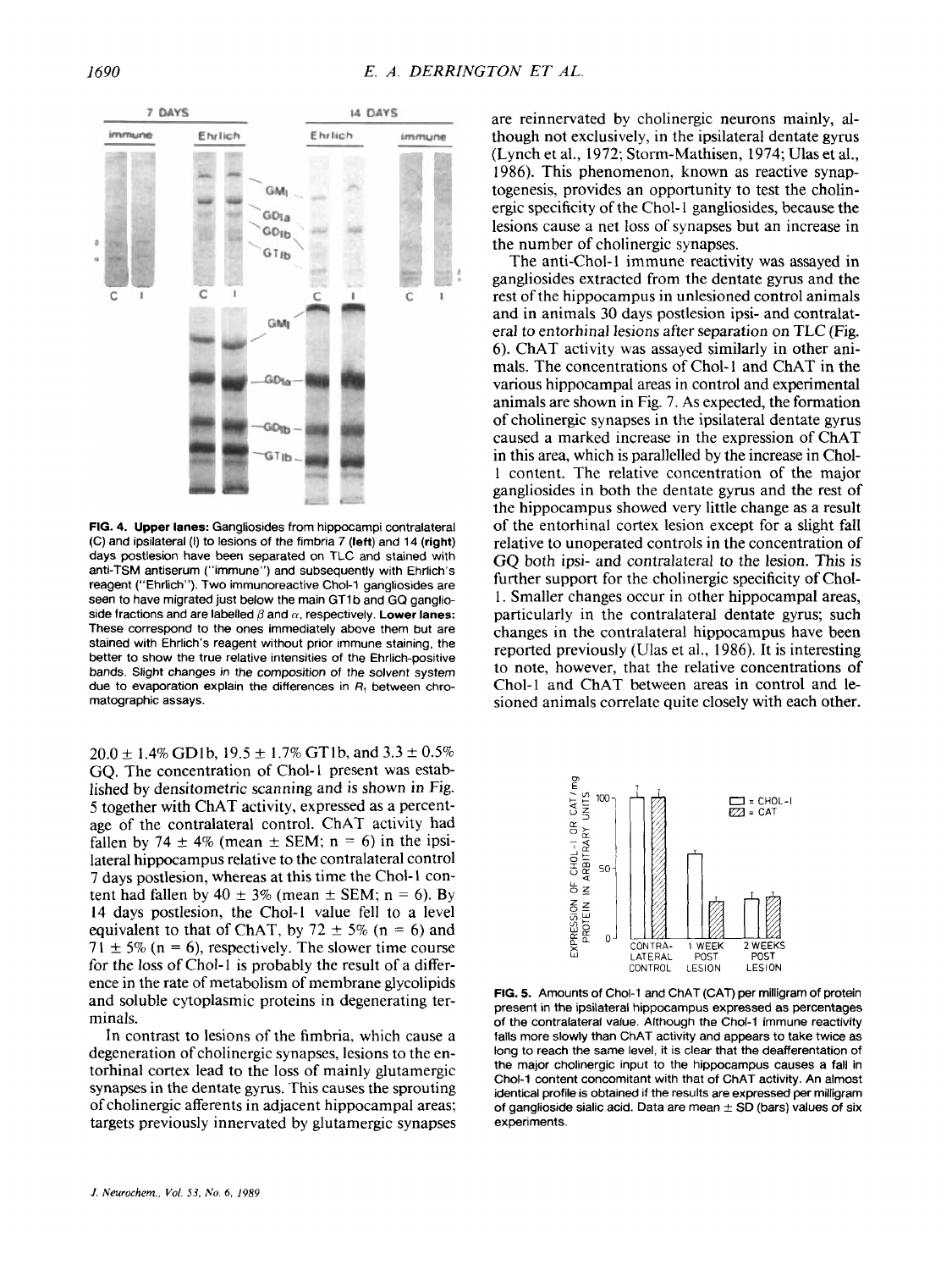FIG. 4. **Upper lanes:** Gangliosides from hippocampi contralateral (C) and ipsilateral (I) to lesions of the fimbria 7 (**left**) and 14 (**right**) days postlesion have been separated on TLC and stained with anti-TSM antiserum ("immune") and subsequently with Ehrlich's reagent ("Ehrlich"). Two immunoreactive Chol-1 gangliosides are seen to have migrated just below the main GT1b and GQ ganglioside fractions and are labelled $\beta$ and $\alpha$, respectively. **Lower lanes:** These correspond to the ones immediately above them but are stained with Ehrlich's reagent without prior immune staining, the better to show the true relative intensities of the Ehrlich-positive bands. Slight changes in the composition of the solvent system due to evaporation explain the differences in $R_f$ between chromatographic assays.

20.0 ± 1.4% GD1b, 19.5 ± 1.7% GT1b, and 3.3 ± 0.5% GQ. The concentration of Chol-1 present was established by densitometric scanning and is shown in Fig. 5 together with ChAT activity, expressed as a percentage of the contralateral control. ChAT activity had fallen by 74 ± 4% (mean ± SEM; n = 6) in the ipsilateral hippocampus relative to the contralateral control 7 days postlesion, whereas at this time the Chol-1 content had fallen by 40 ± 3% (mean ± SEM; n = 6). By 14 days postlesion, the Chol-1 value fell to a level equivalent to that of ChAT, by 72 ± 5% (n = 6) and 71 ± 5% (n = 6), respectively. The slower time course for the loss of Chol-1 is probably the result of a difference in the rate of metabolism of membrane glycolipids and soluble cytoplasmic proteins in degenerating terminals.

In contrast to lesions of the fimbria, which cause a degeneration of cholinergic synapses, lesions to the entorhinal cortex lead to the loss of mainly glutamergic synapses in the dentate gyrus. This causes the sprouting of cholinergic afferents in adjacent hippocampal areas; targets previously innervated by glutamergic synapses are reinnervated by cholinergic neurons mainly, although not exclusively, in the ipsilateral dentate gyrus (Lynch et al., 1972; Storm-Mathisen, 1974; Ulas et al., 1986). This phenomenon, known as reactive synaptogenesis, provides an opportunity to test the cholinergic specificity of the Chol-1 gangliosides, because the lesions cause a net loss of synapses but an increase in the number of cholinergic synapses.

The anti-Chol-1 immune reactivity was assayed in gangliosides extracted from the dentate gyrus and the rest of the hippocampus in unlesioned control animals and in animals 30 days postlesion ipsi- and contralateral to entorhinal lesions after separation on TLC (Fig. 6). ChAT activity was assayed similarly in other animals. The concentrations of Chol-1 and ChAT in the various hippocampal areas in control and experimental animals are shown in Fig. 7. As expected, the formation of cholinergic synapses in the ipsilateral dentate gyrus caused a marked increase in the expression of ChAT in this area, which is parallelled by the increase in Chol-1 content. The relative concentration of the major gangliosides in both the dentate gyrus and the rest of the hippocampus showed very little change as a result of the entorhinal cortex lesion except for a slight fall relative to unoperated controls in the concentration of GQ both ipsi- and contralateral to the lesion. This is further support for the cholinergic specificity of Chol-1. Smaller changes occur in other hippocampal areas, particularly in the contralateral dentate gyrus; such changes in the contralateral hippocampus have been reported previously (Ulas et al., 1986). It is interesting to note, however, that the relative concentrations of Chol-1 and ChAT between areas in control and lesioned animals correlate quite closely with each other.

FIG. 5. Amounts of Chol-1 and ChAT (CAT) per milligram of protein present in the ipsilateral hippocampus expressed as percentages of the contralateral value. Although the Chol-1 immune reactivity falls more slowly than ChAT activity and appears to take twice as long to reach the same level, it is clear that the deafferentation of the major cholinergic input to the hippocampus causes a fall in Chol-1 content concomitant with that of ChAT activity. An almost identical profile is obtained if the results are expressed per milligram of ganglioside sialic acid. Data are mean ± SD (bars) values of six experiments.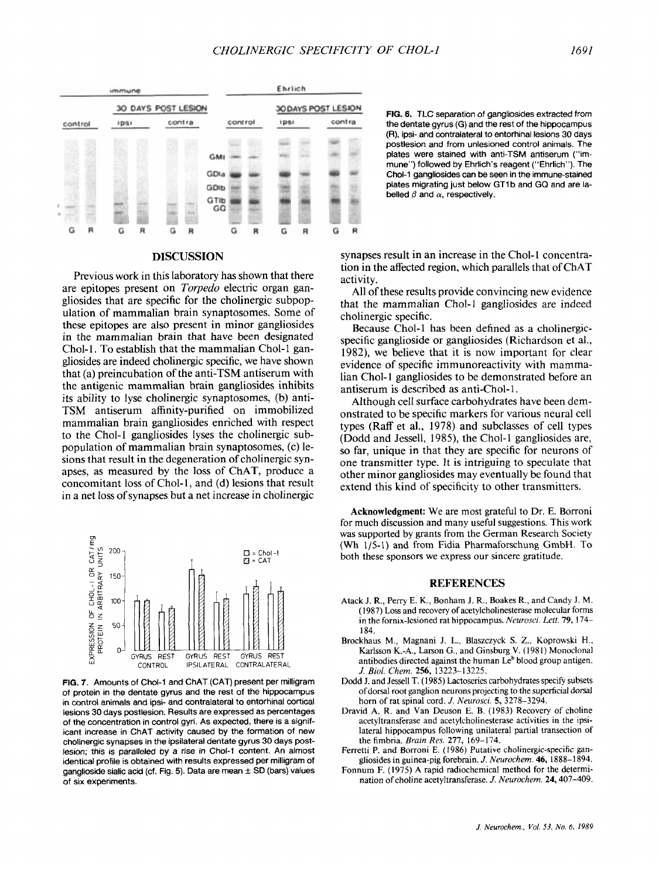FIG. 6. TLC separation of gangliosides extracted from the dentate gyrus (G) and the rest of the hippocampus (R), ipsi- and contralateral to entorhinal lesions 30 days postlesion and from unlesioned control animals. The plates were stained with anti-TSM antiserum ("immune") followed by Ehrlich's reagent ("Ehrlich"). The Chol-1 gangliosides can be seen in the immune-stained plates migrating just below GT1b and GQ and are labelled $\beta$ and $\alpha$, respectively.

## DISCUSSION

Previous work in this laboratory has shown that there are epitopes present on *Torpedo* electric organ gangliosides that are specific for the cholinergic subpopulation of mammalian brain synaptosomes. Some of these epitopes are also present in minor gangliosides in the mammalian brain that have been designated Chol-1. To establish that the mammalian Chol-1 gangliosides are indeed cholinergic specific, we have shown that (a) preincubation of the anti-TSM antiserum with the antigenic mammalian brain gangliosides inhibits its ability to lyse cholinergic synaptosomes, (b) anti-TSM antiserum affinity-purified on immobilized mammalian brain gangliosides enriched with respect to the Chol-1 gangliosides lyses the cholinergic subpopulation of mammalian brain synaptosomes, (c) lesions that result in the degeneration of cholinergic synapses, as measured by the loss of ChAT, produce a concomitant loss of Chol-1, and (d) lesions that result in a net loss of synapses but a net increase in cholinergic synapses result in an increase in the Chol-1 concentration in the affected region, which parallels that of ChAT activity.

FIG. 7. Amounts of Chol-1 and ChAT (CAT) present per milligram of protein in the dentate gyrus and the rest of the hippocampus in control animals and ipsi- and contralateral to entorhinal cortical lesions 30 days postlesion. Results are expressed as percentages of the concentration in control gyri. As expected, there is a significant increase in ChAT activity caused by the formation of new cholinergic synapses in the ipsilateral dentate gyrus 30 days postlesion; this is paralleled by a rise in Chol-1 content. An almost identical profile is obtained with results expressed per milligram of ganglioside sialic acid (cf. Fig. 5). Data are mean ± SD (bars) values of six experiments.

All of these results provide convincing new evidence that the mammalian Chol-1 gangliosides are indeed cholinergic specific.

Because Chol-1 has been defined as a cholinergic-specific ganglioside or gangliosides (Richardson et al., 1982), we believe that it is now important for clear evidence of specific immunoreactivity with mammalian Chol-1 gangliosides to be demonstrated before an antiserum is described as anti-Chol-1.

Although cell surface carbohydrates have been demonstrated to be specific markers for various neural cell types (Raff et al., 1978) and subclasses of cell types (Dodd and Jessell, 1985), the Chol-1 gangliosides are, so far, unique in that they are specific for neurons of one transmitter type. It is intriguing to speculate that other minor gangliosides may eventually be found that extend this kind of specificity to other transmitters.

**Acknowledgment:** We are most grateful to Dr. E. Borroni for much discussion and many useful suggestions. This work was supported by grants from the German Research Society (Wh 1/5-1) and from Fidia Pharmaforschung GmbH. To both these sponsors we express our sincere gratitude.

## REFERENCES

Atack J. R., Perry E. K., Bonham J. R., Boakes R., and Candy J. M. (1987) Loss and recovery of acetylcholinesterase molecular forms in the fornix-lesioned rat hippocampus. *Neurosci. Lett.* **79**, 174–184.

Brockhaus M., Magnani J. L., Blaszczyck S. Z., Koprowski H., Karlsson K.-A., Larson G., and Ginsburg V. (1981) Monoclonal antibodies directed against the human Le$^b$ blood group antigen. *J. Biol. Chem.* **256**, 13223–13225.

Dodd J. and Jessell T. (1985) Lactoseries carbohydrates specify subsets of dorsal root ganglion neurons projecting to the superficial dorsal horn of rat spinal cord. *J. Neurosci.* **5**, 3278–3294.

Dravid A. R. and Van Deuson E. B. (1983) Recovery of choline acetyltransferase and acetylcholinesterase activities in the ipsilateral hippocampus following unilateral partial transection of the fimbria. *Brain Res.* **277**, 169–174.

Ferretti P. and Borroni E. (1986) Putative cholinergic-specific gangliosides in guinea-pig forebrain. *J. Neurochem.* **46**, 1888–1894.

Fonnum F. (1975) A rapid radiochemical method for the determination of choline acetyltransferase. *J. Neurochem.* **24**, 407–409.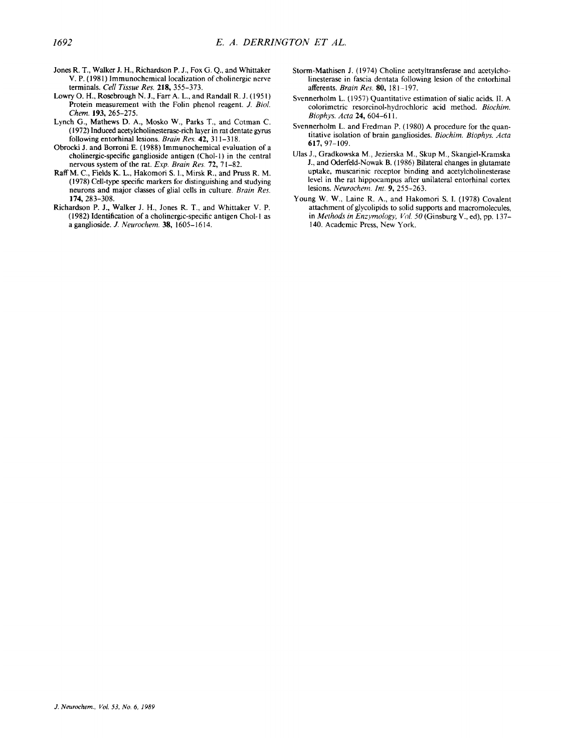Jones R. T., Walker J. H., Richardson P. J., Fox G. Q., and Whittaker V. P. (1981) Immunochemical localization of cholinergic nerve terminals. *Cell Tissue Res.* **218**, 355–373.

Lowry O. H., Rosebrough N. J., Farr A. L., and Randall R. J. (1951) Protein measurement with the Folin phenol reagent. *J. Biol. Chem.* **193**, 265–275.

Lynch G., Mathews D. A., Mosko W., Parks T., and Cotman C. (1972) Induced acetylcholinesterase-rich layer in rat dentate gyrus following entorhinal lesions. *Brain Res.* **42**, 311–318.

Obrocki J. and Borroni E. (1988) Immunochemical evaluation of a cholinergic-specific ganglioside antigen (Chol-1) in the central nervous system of the rat. *Exp. Brain Res.* **72**, 71–82.

Raff M. C., Fields K. L., Hakomori S. I., Mirsk R., and Pruss R. M. (1978) Cell-type specific markers for distinguishing and studying neurons and major classes of glial cells in culture. *Brain Res.* **174**, 283–308.

Richardson P. J., Walker J. H., Jones R. T., and Whittaker V. P. (1982) Identification of a cholinergic-specific antigen Chol-1 as a ganglioside. *J. Neurochem.* **38**, 1605–1614.

Storm-Mathisen J. (1974) Choline acetyltransferase and acetylcholinesterase in fascia dentata following lesion of the entorhinal afferents. *Brain Res.* **80**, 181–197.

Svennerholm L. (1957) Quantitative estimation of sialic acids. II. A colorimetric resorcinol-hydrochloric acid method. *Biochim. Biophys. Acta* **24**, 604–611.

Svennerholm L. and Fredman P. (1980) A procedure for the quantitative isolation of brain gangliosides. *Biochim. Biophys. Acta* **617**, 97–109.

Ulas J., Gradkowska M., Jezierska M., Skup M., Skangiel-Kramska J., and Oderfeld-Nowak B. (1986) Bilateral changes in glutamate uptake, muscarinic receptor binding and acetylcholinesterase level in the rat hippocampus after unilateral entorhinal cortex lesions. *Neurochem. Int.* **9**, 255–263.

Young W. W., Laine R. A., and Hakomori S. I. (1978) Covalent attachment of glycolipids to solid supports and macromolecules, in *Methods in Enzymology, Vol. 50* (Ginsburg V., ed), pp. 137–140. Academic Press, New York.